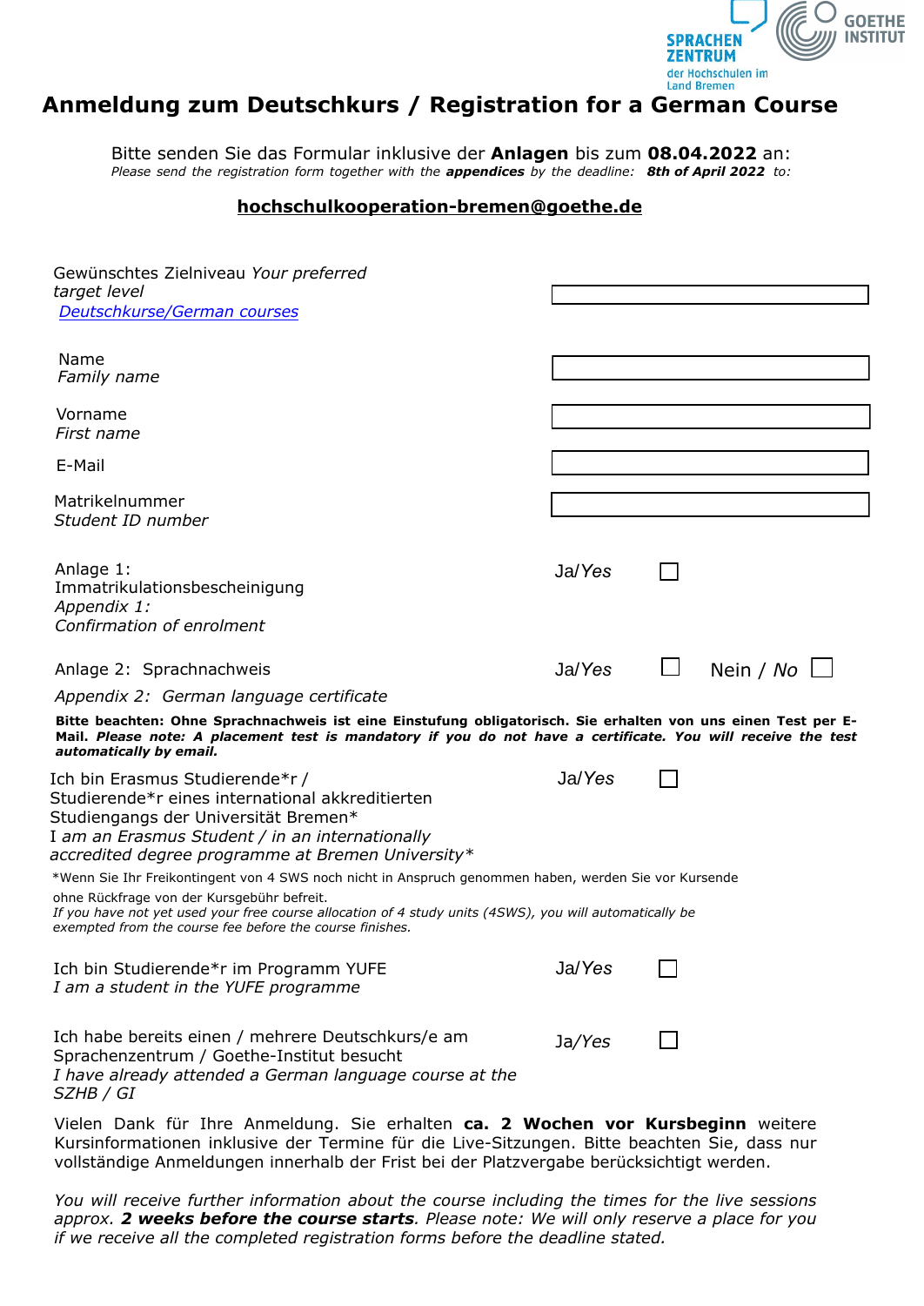# Anmeldung zum Deutschkurs / Registration for a German Course

Bitte senden Sie das Formular inklusive der **Anlagen** bis zum **08.04.2022** an:
*Please send the registration form together with the **appendices** by the deadline: **8th of April 2022** to:*

**hochschulkooperation-bremen@goethe.de**

| | | | | |
|---|---|---|---|---|
| Gewünschtes Zielniveau *Your preferred target level* [Deutschkurse/German courses](#) | | | | |
| Name *Family name* | | | | |
| Vorname *First name* | | | | |
| E-Mail | | | | |
| Matrikelnummer *Student ID number* | | | | |
| Anlage 1: Immatrikulationsbescheinigung *Appendix 1: Confirmation of enrolment* | Ja/*Yes* | ☐ | | |
| Anlage 2: Sprachnachweis *Appendix 2: German language certificate* | Ja/*Yes* | ☐ | Nein / *No* | ☐ |

**Bitte beachten: Ohne Sprachnachweis ist eine Einstufung obligatorisch. Sie erhalten von uns einen Test per E-Mail. *Please note: A placement test is mandatory if you do not have a certificate. You will receive the test automatically by email.***

| | | |
|---|---|---|
| Ich bin Erasmus Studierende*r / Studierende*r eines international akkreditierten Studiengangs der Universität Bremen* *I am an Erasmus Student / in an internationally accredited degree programme at Bremen University** | Ja/*Yes* | ☐ |

*Wenn Sie Ihr Freikontingent von 4 SWS noch nicht in Anspruch genommen haben, werden Sie vor Kursende ohne Rückfrage von der Kursgebühr befreit.
*If you have not yet used your free course allocation of 4 study units (4SWS), you will automatically be exempted from the course fee before the course finishes.*

| | | |
|---|---|---|
| Ich bin Studierende*r im Programm YUFE *I am a student in the YUFE programme* | Ja/*Yes* | ☐ |
| Ich habe bereits einen / mehrere Deutschkurs/e am Sprachenzentrum / Goethe-Institut besucht *I have already attended a German language course at the SZHB / GI* | Ja/*Yes* | ☐ |

Vielen Dank für Ihre Anmeldung. Sie erhalten **ca. 2 Wochen vor Kursbeginn** weitere Kursinformationen inklusive der Termine für die Live-Sitzungen. Bitte beachten Sie, dass nur vollständige Anmeldungen innerhalb der Frist bei der Platzvergabe berücksichtigt werden.

*You will receive further information about the course including the times for the live sessions approx. **2 weeks before the course starts**. Please note: We will only reserve a place for you if we receive all the completed registration forms before the deadline stated.*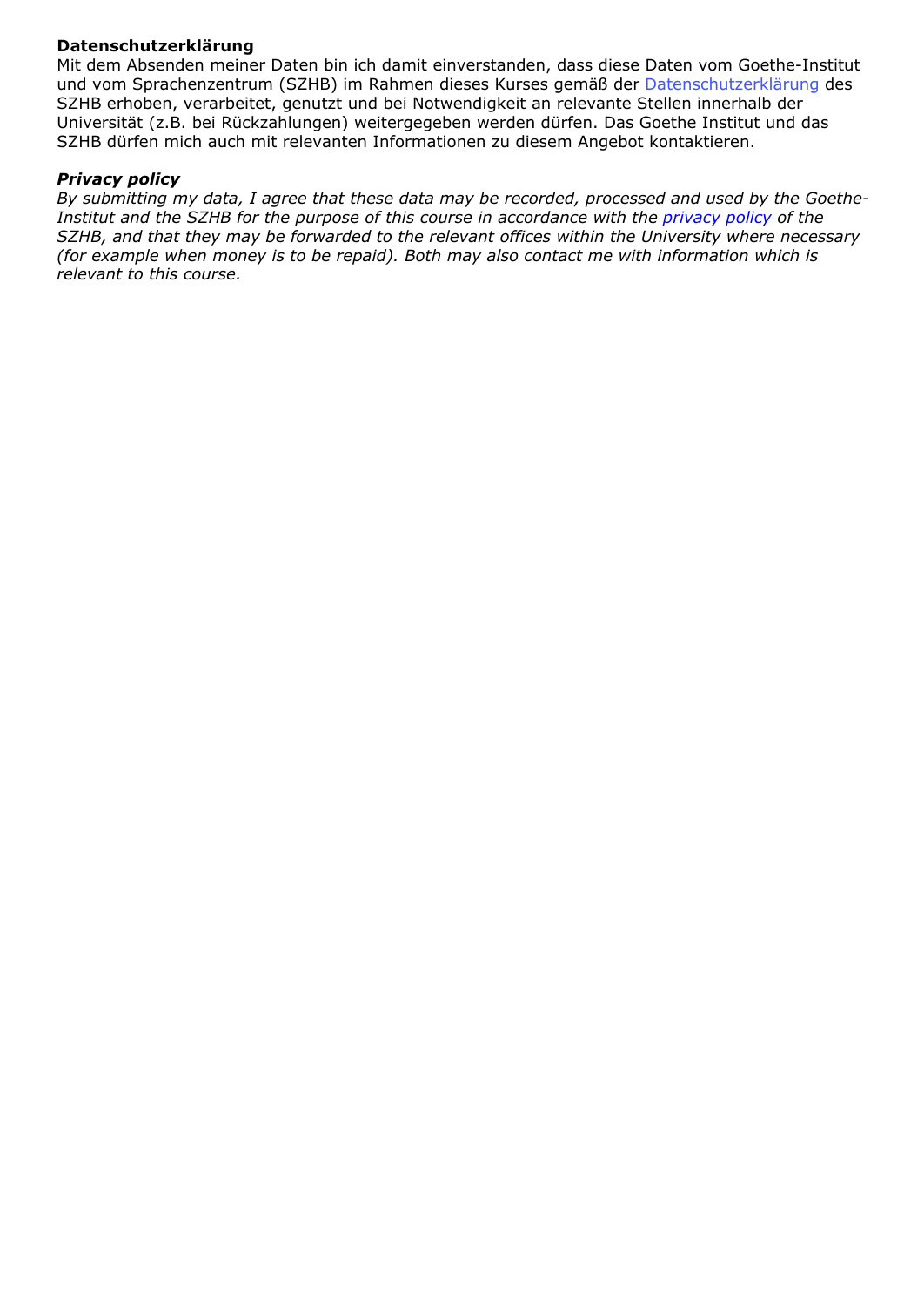**Datenschutzerklärung**
Mit dem Absenden meiner Daten bin ich damit einverstanden, dass diese Daten vom Goethe-Institut und vom Sprachenzentrum (SZHB) im Rahmen dieses Kurses gemäß der Datenschutzerklärung des SZHB erhoben, verarbeitet, genutzt und bei Notwendigkeit an relevante Stellen innerhalb der Universität (z.B. bei Rückzahlungen) weitergegeben werden dürfen. Das Goethe Institut und das SZHB dürfen mich auch mit relevanten Informationen zu diesem Angebot kontaktieren.

***Privacy policy***
*By submitting my data, I agree that these data may be recorded, processed and used by the Goethe-Institut and the SZHB for the purpose of this course in accordance with the privacy policy of the SZHB, and that they may be forwarded to the relevant offices within the University where necessary (for example when money is to be repaid). Both may also contact me with information which is relevant to this course.*